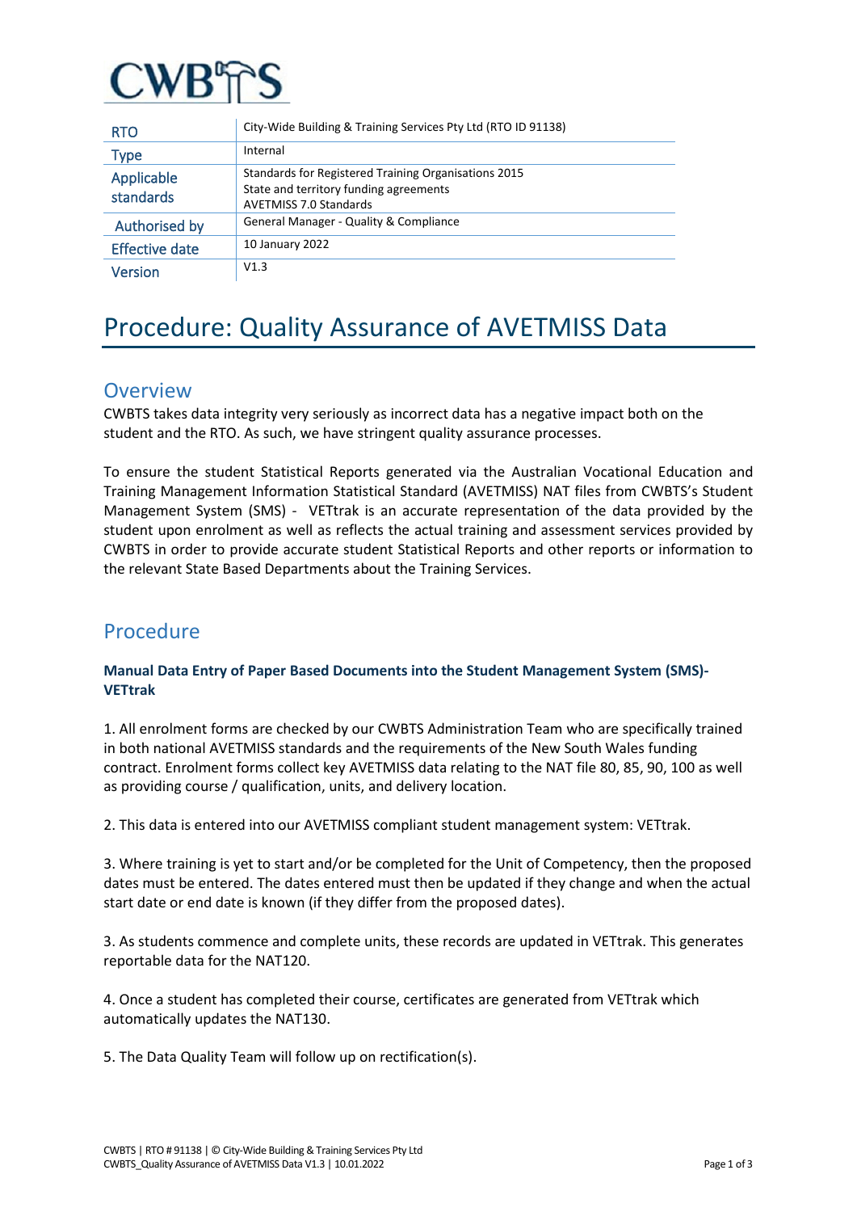CWBTS

| RTO | City-Wide Building & Training Services Pty Ltd (RTO ID 91138) |
|---|---|
| Type | Internal |
| Applicable standards | Standards for Registered Training Organisations 2015<br>State and territory funding agreements<br>AVETMISS 7.0 Standards |
| Authorised by | General Manager - Quality & Compliance |
| Effective date | 10 January 2022 |
| Version | V1.3 |

# Procedure: Quality Assurance of AVETMISS Data

## Overview

CWBTS takes data integrity very seriously as incorrect data has a negative impact both on the student and the RTO. As such, we have stringent quality assurance processes.

To ensure the student Statistical Reports generated via the Australian Vocational Education and Training Management Information Statistical Standard (AVETMISS) NAT files from CWBTS's Student Management System (SMS) - VETtrak is an accurate representation of the data provided by the student upon enrolment as well as reflects the actual training and assessment services provided by CWBTS in order to provide accurate student Statistical Reports and other reports or information to the relevant State Based Departments about the Training Services.

## Procedure

**Manual Data Entry of Paper Based Documents into the Student Management System (SMS)- VETtrak**

1. All enrolment forms are checked by our CWBTS Administration Team who are specifically trained in both national AVETMISS standards and the requirements of the New South Wales funding contract. Enrolment forms collect key AVETMISS data relating to the NAT file 80, 85, 90, 100 as well as providing course / qualification, units, and delivery location.

2. This data is entered into our AVETMISS compliant student management system: VETtrak.

3. Where training is yet to start and/or be completed for the Unit of Competency, then the proposed dates must be entered. The dates entered must then be updated if they change and when the actual start date or end date is known (if they differ from the proposed dates).

3. As students commence and complete units, these records are updated in VETtrak. This generates reportable data for the NAT120.

4. Once a student has completed their course, certificates are generated from VETtrak which automatically updates the NAT130.

5. The Data Quality Team will follow up on rectification(s).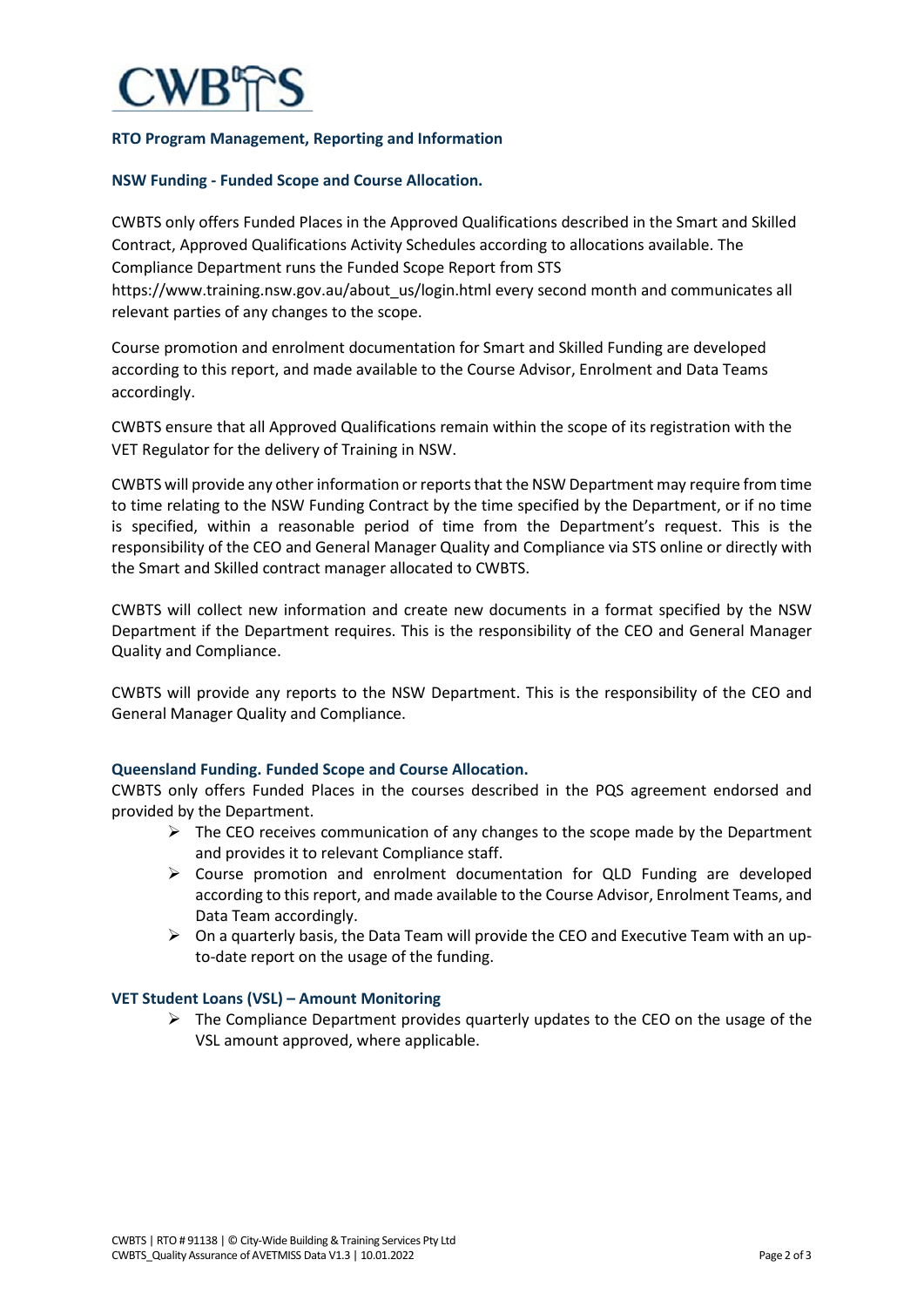## RTO Program Management, Reporting and Information

### NSW Funding - Funded Scope and Course Allocation.

CWBTS only offers Funded Places in the Approved Qualifications described in the Smart and Skilled Contract, Approved Qualifications Activity Schedules according to allocations available. The Compliance Department runs the Funded Scope Report from STS https://www.training.nsw.gov.au/about_us/login.html every second month and communicates all relevant parties of any changes to the scope.

Course promotion and enrolment documentation for Smart and Skilled Funding are developed according to this report, and made available to the Course Advisor, Enrolment and Data Teams accordingly.

CWBTS ensure that all Approved Qualifications remain within the scope of its registration with the VET Regulator for the delivery of Training in NSW.

CWBTS will provide any other information or reports that the NSW Department may require from time to time relating to the NSW Funding Contract by the time specified by the Department, or if no time is specified, within a reasonable period of time from the Department's request. This is the responsibility of the CEO and General Manager Quality and Compliance via STS online or directly with the Smart and Skilled contract manager allocated to CWBTS.

CWBTS will collect new information and create new documents in a format specified by the NSW Department if the Department requires. This is the responsibility of the CEO and General Manager Quality and Compliance.

CWBTS will provide any reports to the NSW Department. This is the responsibility of the CEO and General Manager Quality and Compliance.

### Queensland Funding. Funded Scope and Course Allocation.

CWBTS only offers Funded Places in the courses described in the PQS agreement endorsed and provided by the Department.

- The CEO receives communication of any changes to the scope made by the Department and provides it to relevant Compliance staff.
- Course promotion and enrolment documentation for QLD Funding are developed according to this report, and made available to the Course Advisor, Enrolment Teams, and Data Team accordingly.
- On a quarterly basis, the Data Team will provide the CEO and Executive Team with an up-to-date report on the usage of the funding.

### VET Student Loans (VSL) – Amount Monitoring

- The Compliance Department provides quarterly updates to the CEO on the usage of the VSL amount approved, where applicable.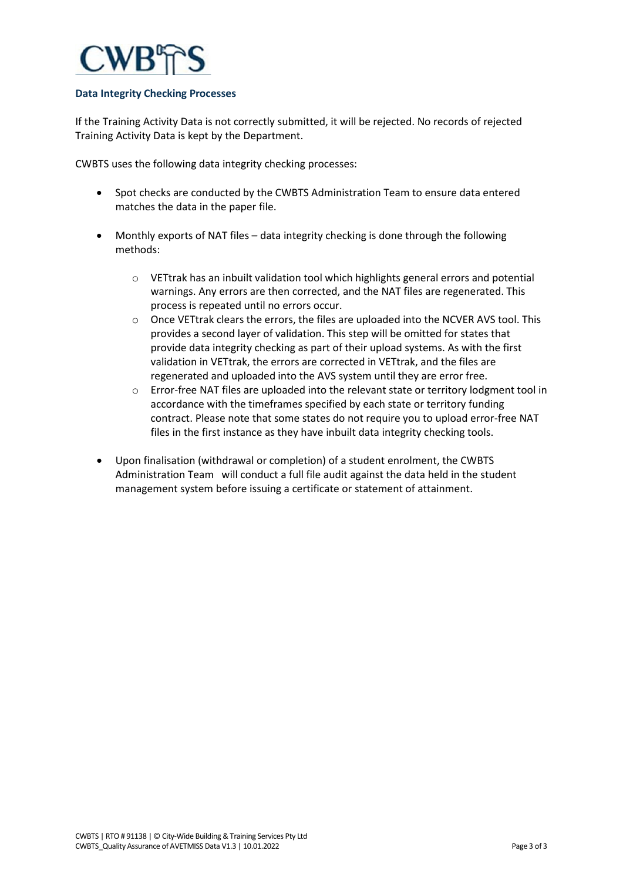### Data Integrity Checking Processes

If the Training Activity Data is not correctly submitted, it will be rejected. No records of rejected Training Activity Data is kept by the Department.

CWBTS uses the following data integrity checking processes:

- Spot checks are conducted by the CWBTS Administration Team to ensure data entered matches the data in the paper file.
- Monthly exports of NAT files – data integrity checking is done through the following methods:
  - VETtrak has an inbuilt validation tool which highlights general errors and potential warnings. Any errors are then corrected, and the NAT files are regenerated. This process is repeated until no errors occur.
  - Once VETtrak clears the errors, the files are uploaded into the NCVER AVS tool. This provides a second layer of validation. This step will be omitted for states that provide data integrity checking as part of their upload systems. As with the first validation in VETtrak, the errors are corrected in VETtrak, and the files are regenerated and uploaded into the AVS system until they are error free.
  - Error-free NAT files are uploaded into the relevant state or territory lodgment tool in accordance with the timeframes specified by each state or territory funding contract. Please note that some states do not require you to upload error-free NAT files in the first instance as they have inbuilt data integrity checking tools.
- Upon finalisation (withdrawal or completion) of a student enrolment, the CWBTS Administration Team will conduct a full file audit against the data held in the student management system before issuing a certificate or statement of attainment.